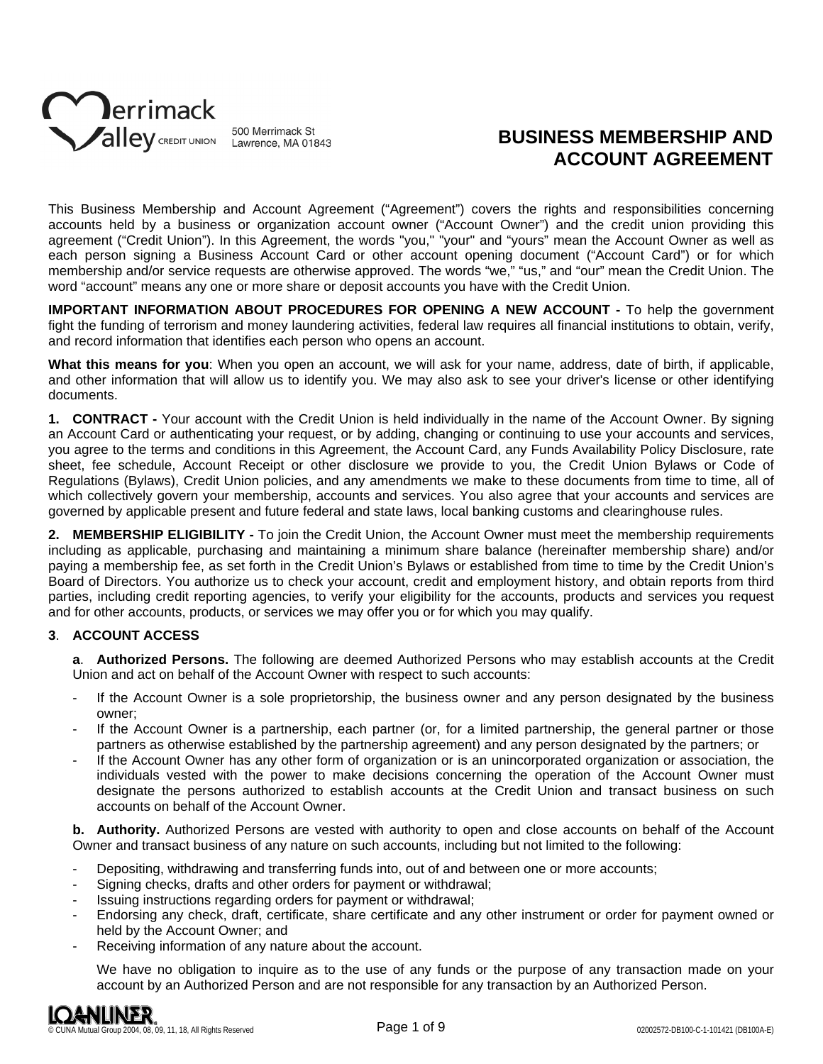Merrimack Valley CREDIT UNION
500 Merrimack St
Lawrence, MA 01843

# BUSINESS MEMBERSHIP AND ACCOUNT AGREEMENT

This Business Membership and Account Agreement ("Agreement") covers the rights and responsibilities concerning accounts held by a business or organization account owner ("Account Owner") and the credit union providing this agreement ("Credit Union"). In this Agreement, the words "you," "your" and "yours" mean the Account Owner as well as each person signing a Business Account Card or other account opening document ("Account Card") or for which membership and/or service requests are otherwise approved. The words "we," "us," and "our" mean the Credit Union. The word "account" means any one or more share or deposit accounts you have with the Credit Union.

**IMPORTANT INFORMATION ABOUT PROCEDURES FOR OPENING A NEW ACCOUNT -** To help the government fight the funding of terrorism and money laundering activities, federal law requires all financial institutions to obtain, verify, and record information that identifies each person who opens an account.

**What this means for you**: When you open an account, we will ask for your name, address, date of birth, if applicable, and other information that will allow us to identify you. We may also ask to see your driver's license or other identifying documents.

**1. CONTRACT -** Your account with the Credit Union is held individually in the name of the Account Owner. By signing an Account Card or authenticating your request, or by adding, changing or continuing to use your accounts and services, you agree to the terms and conditions in this Agreement, the Account Card, any Funds Availability Policy Disclosure, rate sheet, fee schedule, Account Receipt or other disclosure we provide to you, the Credit Union Bylaws or Code of Regulations (Bylaws), Credit Union policies, and any amendments we make to these documents from time to time, all of which collectively govern your membership, accounts and services. You also agree that your accounts and services are governed by applicable present and future federal and state laws, local banking customs and clearinghouse rules.

**2. MEMBERSHIP ELIGIBILITY -** To join the Credit Union, the Account Owner must meet the membership requirements including as applicable, purchasing and maintaining a minimum share balance (hereinafter membership share) and/or paying a membership fee, as set forth in the Credit Union's Bylaws or established from time to time by the Credit Union's Board of Directors. You authorize us to check your account, credit and employment history, and obtain reports from third parties, including credit reporting agencies, to verify your eligibility for the accounts, products and services you request and for other accounts, products, or services we may offer you or for which you may qualify.

**3. ACCOUNT ACCESS**

**a. Authorized Persons.** The following are deemed Authorized Persons who may establish accounts at the Credit Union and act on behalf of the Account Owner with respect to such accounts:

- If the Account Owner is a sole proprietorship, the business owner and any person designated by the business owner;
- If the Account Owner is a partnership, each partner (or, for a limited partnership, the general partner or those partners as otherwise established by the partnership agreement) and any person designated by the partners; or
- If the Account Owner has any other form of organization or is an unincorporated organization or association, the individuals vested with the power to make decisions concerning the operation of the Account Owner must designate the persons authorized to establish accounts at the Credit Union and transact business on such accounts on behalf of the Account Owner.

**b. Authority.** Authorized Persons are vested with authority to open and close accounts on behalf of the Account Owner and transact business of any nature on such accounts, including but not limited to the following:

- Depositing, withdrawing and transferring funds into, out of and between one or more accounts;
- Signing checks, drafts and other orders for payment or withdrawal;
- Issuing instructions regarding orders for payment or withdrawal;
- Endorsing any check, draft, certificate, share certificate and any other instrument or order for payment owned or held by the Account Owner; and
- Receiving information of any nature about the account.

We have no obligation to inquire as to the use of any funds or the purpose of any transaction made on your account by an Authorized Person and are not responsible for any transaction by an Authorized Person.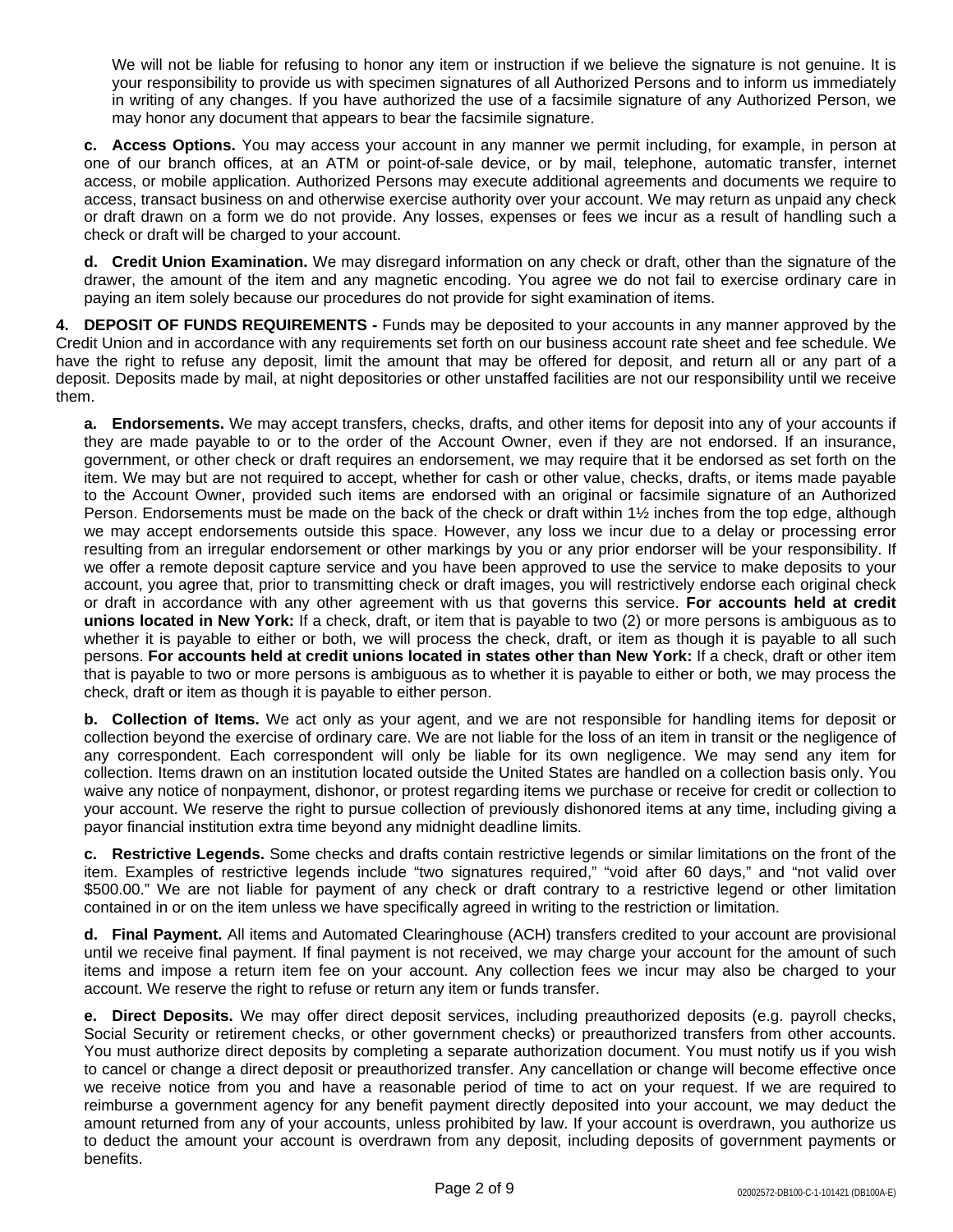We will not be liable for refusing to honor any item or instruction if we believe the signature is not genuine. It is your responsibility to provide us with specimen signatures of all Authorized Persons and to inform us immediately in writing of any changes. If you have authorized the use of a facsimile signature of any Authorized Person, we may honor any document that appears to bear the facsimile signature.

**c. Access Options.** You may access your account in any manner we permit including, for example, in person at one of our branch offices, at an ATM or point-of-sale device, or by mail, telephone, automatic transfer, internet access, or mobile application. Authorized Persons may execute additional agreements and documents we require to access, transact business on and otherwise exercise authority over your account. We may return as unpaid any check or draft drawn on a form we do not provide. Any losses, expenses or fees we incur as a result of handling such a check or draft will be charged to your account.

**d. Credit Union Examination.** We may disregard information on any check or draft, other than the signature of the drawer, the amount of the item and any magnetic encoding. You agree we do not fail to exercise ordinary care in paying an item solely because our procedures do not provide for sight examination of items.

**4. DEPOSIT OF FUNDS REQUIREMENTS -** Funds may be deposited to your accounts in any manner approved by the Credit Union and in accordance with any requirements set forth on our business account rate sheet and fee schedule. We have the right to refuse any deposit, limit the amount that may be offered for deposit, and return all or any part of a deposit. Deposits made by mail, at night depositories or other unstaffed facilities are not our responsibility until we receive them.

**a. Endorsements.** We may accept transfers, checks, drafts, and other items for deposit into any of your accounts if they are made payable to or to the order of the Account Owner, even if they are not endorsed. If an insurance, government, or other check or draft requires an endorsement, we may require that it be endorsed as set forth on the item. We may but are not required to accept, whether for cash or other value, checks, drafts, or items made payable to the Account Owner, provided such items are endorsed with an original or facsimile signature of an Authorized Person. Endorsements must be made on the back of the check or draft within 1½ inches from the top edge, although we may accept endorsements outside this space. However, any loss we incur due to a delay or processing error resulting from an irregular endorsement or other markings by you or any prior endorser will be your responsibility. If we offer a remote deposit capture service and you have been approved to use the service to make deposits to your account, you agree that, prior to transmitting check or draft images, you will restrictively endorse each original check or draft in accordance with any other agreement with us that governs this service. **For accounts held at credit unions located in New York:** If a check, draft, or item that is payable to two (2) or more persons is ambiguous as to whether it is payable to either or both, we will process the check, draft, or item as though it is payable to all such persons. **For accounts held at credit unions located in states other than New York:** If a check, draft or other item that is payable to two or more persons is ambiguous as to whether it is payable to either or both, we may process the check, draft or item as though it is payable to either person.

**b. Collection of Items.** We act only as your agent, and we are not responsible for handling items for deposit or collection beyond the exercise of ordinary care. We are not liable for the loss of an item in transit or the negligence of any correspondent. Each correspondent will only be liable for its own negligence. We may send any item for collection. Items drawn on an institution located outside the United States are handled on a collection basis only. You waive any notice of nonpayment, dishonor, or protest regarding items we purchase or receive for credit or collection to your account. We reserve the right to pursue collection of previously dishonored items at any time, including giving a payor financial institution extra time beyond any midnight deadline limits.

**c. Restrictive Legends.** Some checks and drafts contain restrictive legends or similar limitations on the front of the item. Examples of restrictive legends include "two signatures required," "void after 60 days," and "not valid over $500.00." We are not liable for payment of any check or draft contrary to a restrictive legend or other limitation contained in or on the item unless we have specifically agreed in writing to the restriction or limitation.

**d. Final Payment.** All items and Automated Clearinghouse (ACH) transfers credited to your account are provisional until we receive final payment. If final payment is not received, we may charge your account for the amount of such items and impose a return item fee on your account. Any collection fees we incur may also be charged to your account. We reserve the right to refuse or return any item or funds transfer.

**e. Direct Deposits.** We may offer direct deposit services, including preauthorized deposits (e.g. payroll checks, Social Security or retirement checks, or other government checks) or preauthorized transfers from other accounts. You must authorize direct deposits by completing a separate authorization document. You must notify us if you wish to cancel or change a direct deposit or preauthorized transfer. Any cancellation or change will become effective once we receive notice from you and have a reasonable period of time to act on your request. If we are required to reimburse a government agency for any benefit payment directly deposited into your account, we may deduct the amount returned from any of your accounts, unless prohibited by law. If your account is overdrawn, you authorize us to deduct the amount your account is overdrawn from any deposit, including deposits of government payments or benefits.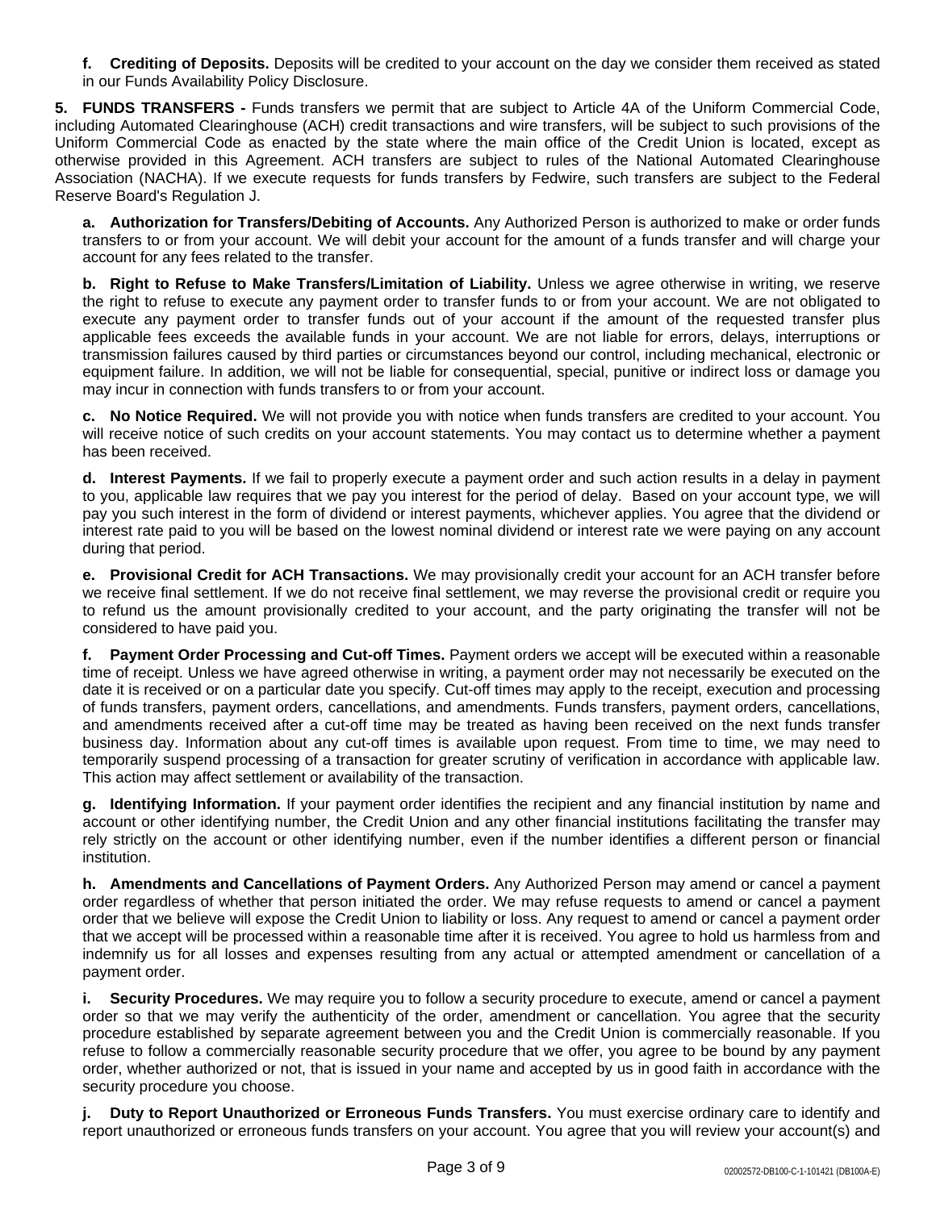**f. Crediting of Deposits.** Deposits will be credited to your account on the day we consider them received as stated in our Funds Availability Policy Disclosure.

**5. FUNDS TRANSFERS -** Funds transfers we permit that are subject to Article 4A of the Uniform Commercial Code, including Automated Clearinghouse (ACH) credit transactions and wire transfers, will be subject to such provisions of the Uniform Commercial Code as enacted by the state where the main office of the Credit Union is located, except as otherwise provided in this Agreement. ACH transfers are subject to rules of the National Automated Clearinghouse Association (NACHA). If we execute requests for funds transfers by Fedwire, such transfers are subject to the Federal Reserve Board's Regulation J.

**a. Authorization for Transfers/Debiting of Accounts.** Any Authorized Person is authorized to make or order funds transfers to or from your account. We will debit your account for the amount of a funds transfer and will charge your account for any fees related to the transfer.

**b. Right to Refuse to Make Transfers/Limitation of Liability.** Unless we agree otherwise in writing, we reserve the right to refuse to execute any payment order to transfer funds to or from your account. We are not obligated to execute any payment order to transfer funds out of your account if the amount of the requested transfer plus applicable fees exceeds the available funds in your account. We are not liable for errors, delays, interruptions or transmission failures caused by third parties or circumstances beyond our control, including mechanical, electronic or equipment failure. In addition, we will not be liable for consequential, special, punitive or indirect loss or damage you may incur in connection with funds transfers to or from your account.

**c. No Notice Required.** We will not provide you with notice when funds transfers are credited to your account. You will receive notice of such credits on your account statements. You may contact us to determine whether a payment has been received.

**d. Interest Payments.** If we fail to properly execute a payment order and such action results in a delay in payment to you, applicable law requires that we pay you interest for the period of delay. Based on your account type, we will pay you such interest in the form of dividend or interest payments, whichever applies. You agree that the dividend or interest rate paid to you will be based on the lowest nominal dividend or interest rate we were paying on any account during that period.

**e. Provisional Credit for ACH Transactions.** We may provisionally credit your account for an ACH transfer before we receive final settlement. If we do not receive final settlement, we may reverse the provisional credit or require you to refund us the amount provisionally credited to your account, and the party originating the transfer will not be considered to have paid you.

**f. Payment Order Processing and Cut-off Times.** Payment orders we accept will be executed within a reasonable time of receipt. Unless we have agreed otherwise in writing, a payment order may not necessarily be executed on the date it is received or on a particular date you specify. Cut-off times may apply to the receipt, execution and processing of funds transfers, payment orders, cancellations, and amendments. Funds transfers, payment orders, cancellations, and amendments received after a cut-off time may be treated as having been received on the next funds transfer business day. Information about any cut-off times is available upon request. From time to time, we may need to temporarily suspend processing of a transaction for greater scrutiny of verification in accordance with applicable law. This action may affect settlement or availability of the transaction.

**g. Identifying Information.** If your payment order identifies the recipient and any financial institution by name and account or other identifying number, the Credit Union and any other financial institutions facilitating the transfer may rely strictly on the account or other identifying number, even if the number identifies a different person or financial institution.

**h. Amendments and Cancellations of Payment Orders.** Any Authorized Person may amend or cancel a payment order regardless of whether that person initiated the order. We may refuse requests to amend or cancel a payment order that we believe will expose the Credit Union to liability or loss. Any request to amend or cancel a payment order that we accept will be processed within a reasonable time after it is received. You agree to hold us harmless from and indemnify us for all losses and expenses resulting from any actual or attempted amendment or cancellation of a payment order.

**i. Security Procedures.** We may require you to follow a security procedure to execute, amend or cancel a payment order so that we may verify the authenticity of the order, amendment or cancellation. You agree that the security procedure established by separate agreement between you and the Credit Union is commercially reasonable. If you refuse to follow a commercially reasonable security procedure that we offer, you agree to be bound by any payment order, whether authorized or not, that is issued in your name and accepted by us in good faith in accordance with the security procedure you choose.

**j. Duty to Report Unauthorized or Erroneous Funds Transfers.** You must exercise ordinary care to identify and report unauthorized or erroneous funds transfers on your account. You agree that you will review your account(s) and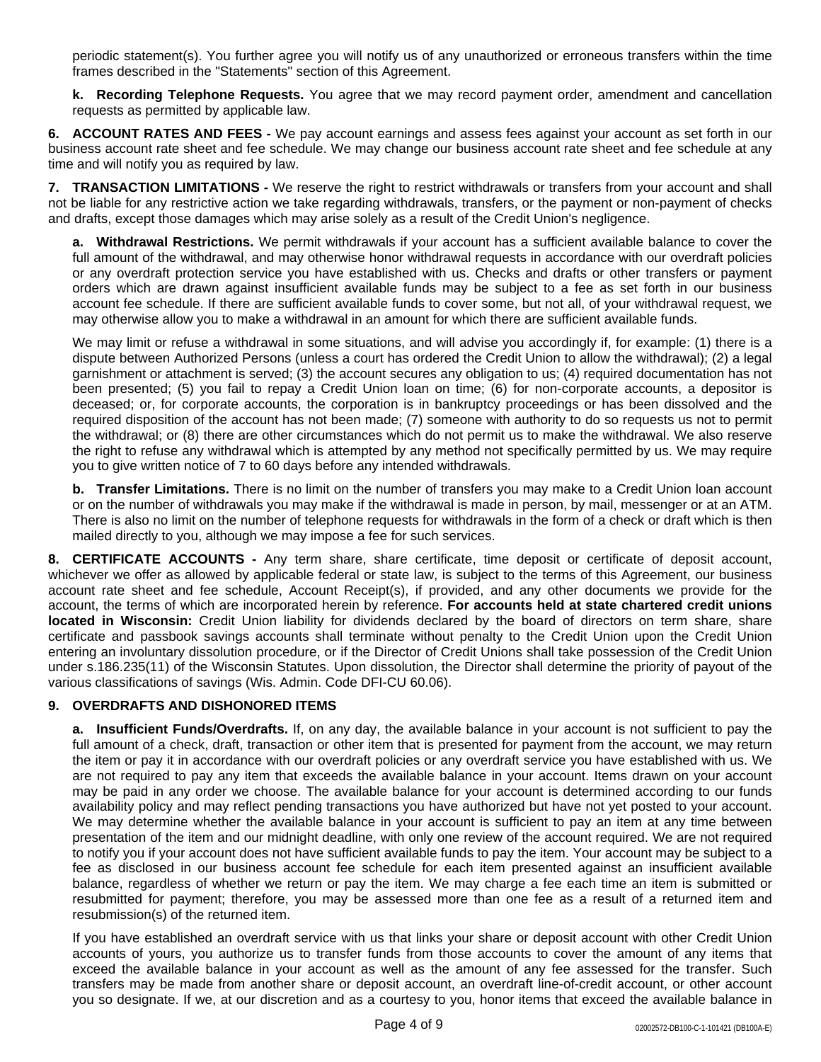periodic statement(s). You further agree you will notify us of any unauthorized or erroneous transfers within the time frames described in the "Statements" section of this Agreement.

**k. Recording Telephone Requests.** You agree that we may record payment order, amendment and cancellation requests as permitted by applicable law.

**6. ACCOUNT RATES AND FEES -** We pay account earnings and assess fees against your account as set forth in our business account rate sheet and fee schedule. We may change our business account rate sheet and fee schedule at any time and will notify you as required by law.

**7. TRANSACTION LIMITATIONS -** We reserve the right to restrict withdrawals or transfers from your account and shall not be liable for any restrictive action we take regarding withdrawals, transfers, or the payment or non-payment of checks and drafts, except those damages which may arise solely as a result of the Credit Union's negligence.

**a. Withdrawal Restrictions.** We permit withdrawals if your account has a sufficient available balance to cover the full amount of the withdrawal, and may otherwise honor withdrawal requests in accordance with our overdraft policies or any overdraft protection service you have established with us. Checks and drafts or other transfers or payment orders which are drawn against insufficient available funds may be subject to a fee as set forth in our business account fee schedule. If there are sufficient available funds to cover some, but not all, of your withdrawal request, we may otherwise allow you to make a withdrawal in an amount for which there are sufficient available funds.

We may limit or refuse a withdrawal in some situations, and will advise you accordingly if, for example: (1) there is a dispute between Authorized Persons (unless a court has ordered the Credit Union to allow the withdrawal); (2) a legal garnishment or attachment is served; (3) the account secures any obligation to us; (4) required documentation has not been presented; (5) you fail to repay a Credit Union loan on time; (6) for non-corporate accounts, a depositor is deceased; or, for corporate accounts, the corporation is in bankruptcy proceedings or has been dissolved and the required disposition of the account has not been made; (7) someone with authority to do so requests us not to permit the withdrawal; or (8) there are other circumstances which do not permit us to make the withdrawal. We also reserve the right to refuse any withdrawal which is attempted by any method not specifically permitted by us. We may require you to give written notice of 7 to 60 days before any intended withdrawals.

**b. Transfer Limitations.** There is no limit on the number of transfers you may make to a Credit Union loan account or on the number of withdrawals you may make if the withdrawal is made in person, by mail, messenger or at an ATM. There is also no limit on the number of telephone requests for withdrawals in the form of a check or draft which is then mailed directly to you, although we may impose a fee for such services.

**8. CERTIFICATE ACCOUNTS -** Any term share, share certificate, time deposit or certificate of deposit account, whichever we offer as allowed by applicable federal or state law, is subject to the terms of this Agreement, our business account rate sheet and fee schedule, Account Receipt(s), if provided, and any other documents we provide for the account, the terms of which are incorporated herein by reference. **For accounts held at state chartered credit unions located in Wisconsin:** Credit Union liability for dividends declared by the board of directors on term share, share certificate and passbook savings accounts shall terminate without penalty to the Credit Union upon the Credit Union entering an involuntary dissolution procedure, or if the Director of Credit Unions shall take possession of the Credit Union under s.186.235(11) of the Wisconsin Statutes. Upon dissolution, the Director shall determine the priority of payout of the various classifications of savings (Wis. Admin. Code DFI-CU 60.06).

**9. OVERDRAFTS AND DISHONORED ITEMS**

**a. Insufficient Funds/Overdrafts.** If, on any day, the available balance in your account is not sufficient to pay the full amount of a check, draft, transaction or other item that is presented for payment from the account, we may return the item or pay it in accordance with our overdraft policies or any overdraft service you have established with us. We are not required to pay any item that exceeds the available balance in your account. Items drawn on your account may be paid in any order we choose. The available balance for your account is determined according to our funds availability policy and may reflect pending transactions you have authorized but have not yet posted to your account. We may determine whether the available balance in your account is sufficient to pay an item at any time between presentation of the item and our midnight deadline, with only one review of the account required. We are not required to notify you if your account does not have sufficient available funds to pay the item. Your account may be subject to a fee as disclosed in our business account fee schedule for each item presented against an insufficient available balance, regardless of whether we return or pay the item. We may charge a fee each time an item is submitted or resubmitted for payment; therefore, you may be assessed more than one fee as a result of a returned item and resubmission(s) of the returned item.

If you have established an overdraft service with us that links your share or deposit account with other Credit Union accounts of yours, you authorize us to transfer funds from those accounts to cover the amount of any items that exceed the available balance in your account as well as the amount of any fee assessed for the transfer. Such transfers may be made from another share or deposit account, an overdraft line-of-credit account, or other account you so designate. If we, at our discretion and as a courtesy to you, honor items that exceed the available balance in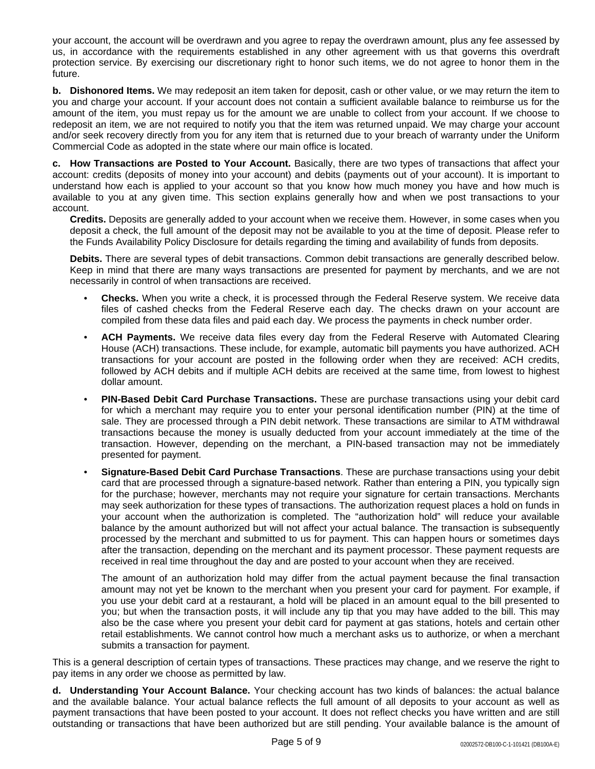your account, the account will be overdrawn and you agree to repay the overdrawn amount, plus any fee assessed by us, in accordance with the requirements established in any other agreement with us that governs this overdraft protection service. By exercising our discretionary right to honor such items, we do not agree to honor them in the future.

**b. Dishonored Items.** We may redeposit an item taken for deposit, cash or other value, or we may return the item to you and charge your account. If your account does not contain a sufficient available balance to reimburse us for the amount of the item, you must repay us for the amount we are unable to collect from your account. If we choose to redeposit an item, we are not required to notify you that the item was returned unpaid. We may charge your account and/or seek recovery directly from you for any item that is returned due to your breach of warranty under the Uniform Commercial Code as adopted in the state where our main office is located.

**c. How Transactions are Posted to Your Account.** Basically, there are two types of transactions that affect your account: credits (deposits of money into your account) and debits (payments out of your account). It is important to understand how each is applied to your account so that you know how much money you have and how much is available to you at any given time. This section explains generally how and when we post transactions to your account.

**Credits.** Deposits are generally added to your account when we receive them. However, in some cases when you deposit a check, the full amount of the deposit may not be available to you at the time of deposit. Please refer to the Funds Availability Policy Disclosure for details regarding the timing and availability of funds from deposits.

**Debits.** There are several types of debit transactions. Common debit transactions are generally described below. Keep in mind that there are many ways transactions are presented for payment by merchants, and we are not necessarily in control of when transactions are received.

- **Checks.** When you write a check, it is processed through the Federal Reserve system. We receive data files of cashed checks from the Federal Reserve each day. The checks drawn on your account are compiled from these data files and paid each day. We process the payments in check number order.
- **ACH Payments.** We receive data files every day from the Federal Reserve with Automated Clearing House (ACH) transactions. These include, for example, automatic bill payments you have authorized. ACH transactions for your account are posted in the following order when they are received: ACH credits, followed by ACH debits and if multiple ACH debits are received at the same time, from lowest to highest dollar amount.
- **PIN-Based Debit Card Purchase Transactions.** These are purchase transactions using your debit card for which a merchant may require you to enter your personal identification number (PIN) at the time of sale. They are processed through a PIN debit network. These transactions are similar to ATM withdrawal transactions because the money is usually deducted from your account immediately at the time of the transaction. However, depending on the merchant, a PIN-based transaction may not be immediately presented for payment.
- **Signature-Based Debit Card Purchase Transactions**. These are purchase transactions using your debit card that are processed through a signature-based network. Rather than entering a PIN, you typically sign for the purchase; however, merchants may not require your signature for certain transactions. Merchants may seek authorization for these types of transactions. The authorization request places a hold on funds in your account when the authorization is completed. The "authorization hold" will reduce your available balance by the amount authorized but will not affect your actual balance. The transaction is subsequently processed by the merchant and submitted to us for payment. This can happen hours or sometimes days after the transaction, depending on the merchant and its payment processor. These payment requests are received in real time throughout the day and are posted to your account when they are received.

  The amount of an authorization hold may differ from the actual payment because the final transaction amount may not yet be known to the merchant when you present your card for payment. For example, if you use your debit card at a restaurant, a hold will be placed in an amount equal to the bill presented to you; but when the transaction posts, it will include any tip that you may have added to the bill. This may also be the case where you present your debit card for payment at gas stations, hotels and certain other retail establishments. We cannot control how much a merchant asks us to authorize, or when a merchant submits a transaction for payment.

This is a general description of certain types of transactions. These practices may change, and we reserve the right to pay items in any order we choose as permitted by law.

**d. Understanding Your Account Balance.** Your checking account has two kinds of balances: the actual balance and the available balance. Your actual balance reflects the full amount of all deposits to your account as well as payment transactions that have been posted to your account. It does not reflect checks you have written and are still outstanding or transactions that have been authorized but are still pending. Your available balance is the amount of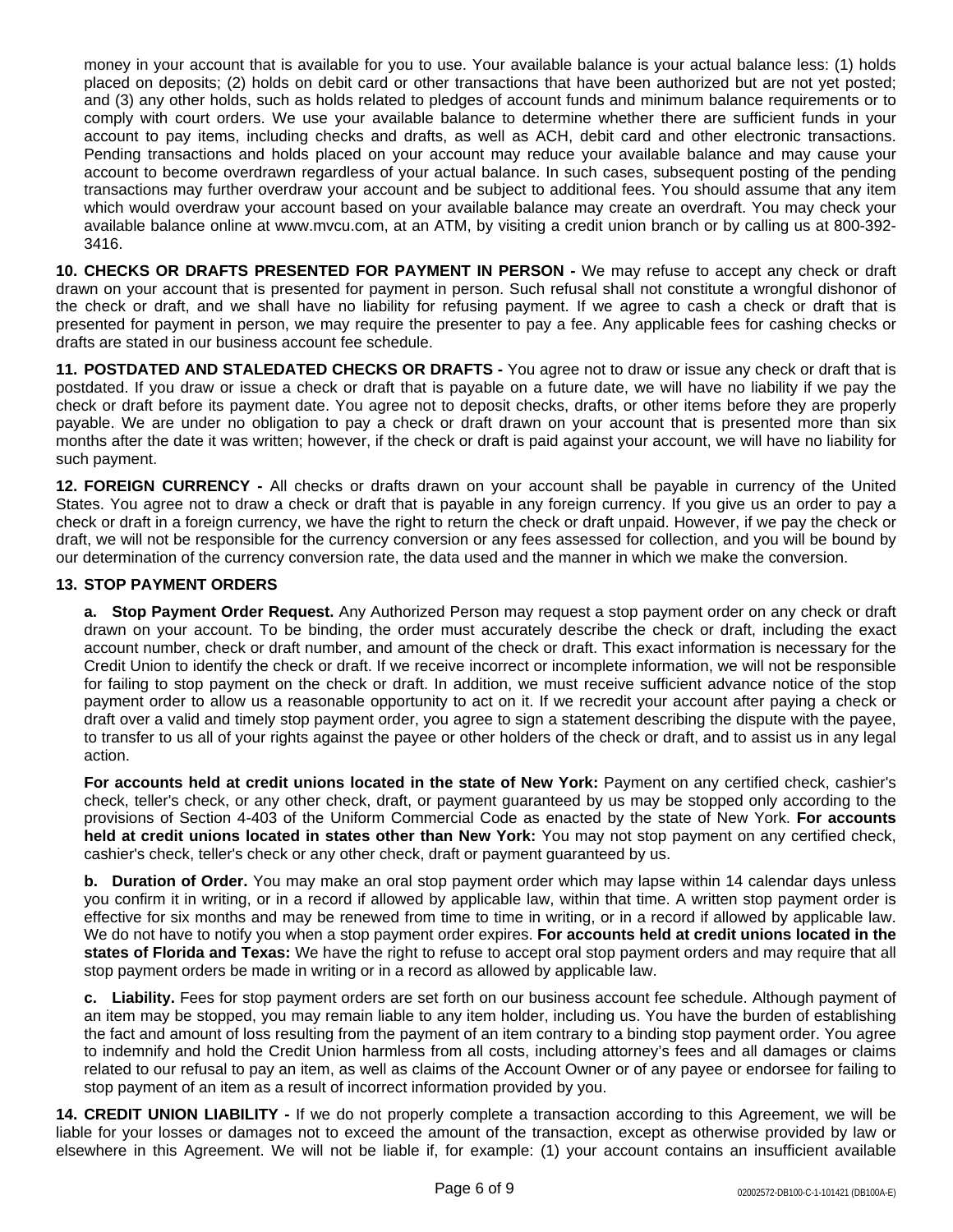money in your account that is available for you to use. Your available balance is your actual balance less: (1) holds placed on deposits; (2) holds on debit card or other transactions that have been authorized but are not yet posted; and (3) any other holds, such as holds related to pledges of account funds and minimum balance requirements or to comply with court orders. We use your available balance to determine whether there are sufficient funds in your account to pay items, including checks and drafts, as well as ACH, debit card and other electronic transactions. Pending transactions and holds placed on your account may reduce your available balance and may cause your account to become overdrawn regardless of your actual balance. In such cases, subsequent posting of the pending transactions may further overdraw your account and be subject to additional fees. You should assume that any item which would overdraw your account based on your available balance may create an overdraft. You may check your available balance online at www.mvcu.com, at an ATM, by visiting a credit union branch or by calling us at 800-392-3416.

**10. CHECKS OR DRAFTS PRESENTED FOR PAYMENT IN PERSON -** We may refuse to accept any check or draft drawn on your account that is presented for payment in person. Such refusal shall not constitute a wrongful dishonor of the check or draft, and we shall have no liability for refusing payment. If we agree to cash a check or draft that is presented for payment in person, we may require the presenter to pay a fee. Any applicable fees for cashing checks or drafts are stated in our business account fee schedule.

**11. POSTDATED AND STALEDATED CHECKS OR DRAFTS -** You agree not to draw or issue any check or draft that is postdated. If you draw or issue a check or draft that is payable on a future date, we will have no liability if we pay the check or draft before its payment date. You agree not to deposit checks, drafts, or other items before they are properly payable. We are under no obligation to pay a check or draft drawn on your account that is presented more than six months after the date it was written; however, if the check or draft is paid against your account, we will have no liability for such payment.

**12. FOREIGN CURRENCY -** All checks or drafts drawn on your account shall be payable in currency of the United States. You agree not to draw a check or draft that is payable in any foreign currency. If you give us an order to pay a check or draft in a foreign currency, we have the right to return the check or draft unpaid. However, if we pay the check or draft, we will not be responsible for the currency conversion or any fees assessed for collection, and you will be bound by our determination of the currency conversion rate, the data used and the manner in which we make the conversion.

**13. STOP PAYMENT ORDERS**

**a. Stop Payment Order Request.** Any Authorized Person may request a stop payment order on any check or draft drawn on your account. To be binding, the order must accurately describe the check or draft, including the exact account number, check or draft number, and amount of the check or draft. This exact information is necessary for the Credit Union to identify the check or draft. If we receive incorrect or incomplete information, we will not be responsible for failing to stop payment on the check or draft. In addition, we must receive sufficient advance notice of the stop payment order to allow us a reasonable opportunity to act on it. If we recredit your account after paying a check or draft over a valid and timely stop payment order, you agree to sign a statement describing the dispute with the payee, to transfer to us all of your rights against the payee or other holders of the check or draft, and to assist us in any legal action.

**For accounts held at credit unions located in the state of New York:** Payment on any certified check, cashier's check, teller's check, or any other check, draft, or payment guaranteed by us may be stopped only according to the provisions of Section 4-403 of the Uniform Commercial Code as enacted by the state of New York. **For accounts held at credit unions located in states other than New York:** You may not stop payment on any certified check, cashier's check, teller's check or any other check, draft or payment guaranteed by us.

**b. Duration of Order.** You may make an oral stop payment order which may lapse within 14 calendar days unless you confirm it in writing, or in a record if allowed by applicable law, within that time. A written stop payment order is effective for six months and may be renewed from time to time in writing, or in a record if allowed by applicable law. We do not have to notify you when a stop payment order expires. **For accounts held at credit unions located in the states of Florida and Texas:** We have the right to refuse to accept oral stop payment orders and may require that all stop payment orders be made in writing or in a record as allowed by applicable law.

**c. Liability.** Fees for stop payment orders are set forth on our business account fee schedule. Although payment of an item may be stopped, you may remain liable to any item holder, including us. You have the burden of establishing the fact and amount of loss resulting from the payment of an item contrary to a binding stop payment order. You agree to indemnify and hold the Credit Union harmless from all costs, including attorney's fees and all damages or claims related to our refusal to pay an item, as well as claims of the Account Owner or of any payee or endorsee for failing to stop payment of an item as a result of incorrect information provided by you.

**14. CREDIT UNION LIABILITY -** If we do not properly complete a transaction according to this Agreement, we will be liable for your losses or damages not to exceed the amount of the transaction, except as otherwise provided by law or elsewhere in this Agreement. We will not be liable if, for example: (1) your account contains an insufficient available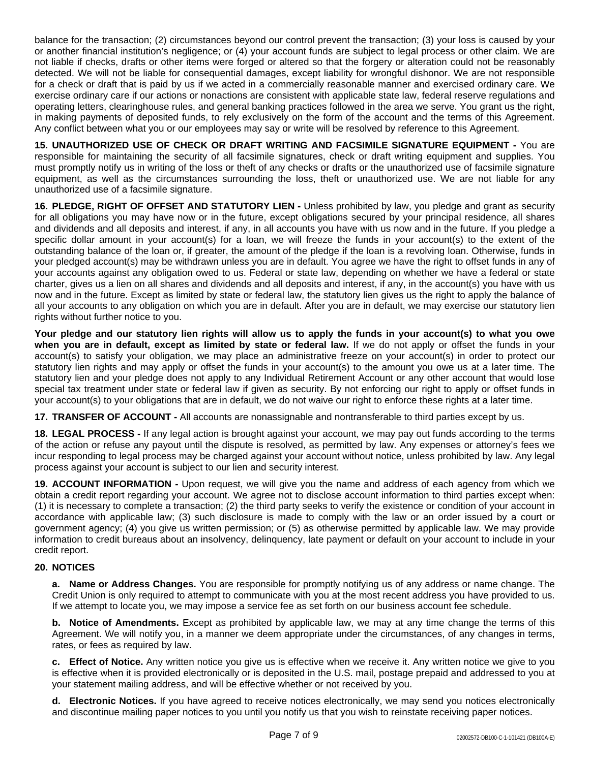balance for the transaction; (2) circumstances beyond our control prevent the transaction; (3) your loss is caused by your or another financial institution's negligence; or (4) your account funds are subject to legal process or other claim. We are not liable if checks, drafts or other items were forged or altered so that the forgery or alteration could not be reasonably detected. We will not be liable for consequential damages, except liability for wrongful dishonor. We are not responsible for a check or draft that is paid by us if we acted in a commercially reasonable manner and exercised ordinary care. We exercise ordinary care if our actions or nonactions are consistent with applicable state law, federal reserve regulations and operating letters, clearinghouse rules, and general banking practices followed in the area we serve. You grant us the right, in making payments of deposited funds, to rely exclusively on the form of the account and the terms of this Agreement. Any conflict between what you or our employees may say or write will be resolved by reference to this Agreement.

**15. UNAUTHORIZED USE OF CHECK OR DRAFT WRITING AND FACSIMILE SIGNATURE EQUIPMENT -** You are responsible for maintaining the security of all facsimile signatures, check or draft writing equipment and supplies. You must promptly notify us in writing of the loss or theft of any checks or drafts or the unauthorized use of facsimile signature equipment, as well as the circumstances surrounding the loss, theft or unauthorized use. We are not liable for any unauthorized use of a facsimile signature.

**16. PLEDGE, RIGHT OF OFFSET AND STATUTORY LIEN -** Unless prohibited by law, you pledge and grant as security for all obligations you may have now or in the future, except obligations secured by your principal residence, all shares and dividends and all deposits and interest, if any, in all accounts you have with us now and in the future. If you pledge a specific dollar amount in your account(s) for a loan, we will freeze the funds in your account(s) to the extent of the outstanding balance of the loan or, if greater, the amount of the pledge if the loan is a revolving loan. Otherwise, funds in your pledged account(s) may be withdrawn unless you are in default. You agree we have the right to offset funds in any of your accounts against any obligation owed to us. Federal or state law, depending on whether we have a federal or state charter, gives us a lien on all shares and dividends and all deposits and interest, if any, in the account(s) you have with us now and in the future. Except as limited by state or federal law, the statutory lien gives us the right to apply the balance of all your accounts to any obligation on which you are in default. After you are in default, we may exercise our statutory lien rights without further notice to you.

**Your pledge and our statutory lien rights will allow us to apply the funds in your account(s) to what you owe when you are in default, except as limited by state or federal law.** If we do not apply or offset the funds in your account(s) to satisfy your obligation, we may place an administrative freeze on your account(s) in order to protect our statutory lien rights and may apply or offset the funds in your account(s) to the amount you owe us at a later time. The statutory lien and your pledge does not apply to any Individual Retirement Account or any other account that would lose special tax treatment under state or federal law if given as security. By not enforcing our right to apply or offset funds in your account(s) to your obligations that are in default, we do not waive our right to enforce these rights at a later time.

**17. TRANSFER OF ACCOUNT -** All accounts are nonassignable and nontransferable to third parties except by us.

**18. LEGAL PROCESS -** If any legal action is brought against your account, we may pay out funds according to the terms of the action or refuse any payout until the dispute is resolved, as permitted by law. Any expenses or attorney's fees we incur responding to legal process may be charged against your account without notice, unless prohibited by law. Any legal process against your account is subject to our lien and security interest.

**19. ACCOUNT INFORMATION -** Upon request, we will give you the name and address of each agency from which we obtain a credit report regarding your account. We agree not to disclose account information to third parties except when: (1) it is necessary to complete a transaction; (2) the third party seeks to verify the existence or condition of your account in accordance with applicable law; (3) such disclosure is made to comply with the law or an order issued by a court or government agency; (4) you give us written permission; or (5) as otherwise permitted by applicable law. We may provide information to credit bureaus about an insolvency, delinquency, late payment or default on your account to include in your credit report.

**20. NOTICES**

**a. Name or Address Changes.** You are responsible for promptly notifying us of any address or name change. The Credit Union is only required to attempt to communicate with you at the most recent address you have provided to us. If we attempt to locate you, we may impose a service fee as set forth on our business account fee schedule.

**b. Notice of Amendments.** Except as prohibited by applicable law, we may at any time change the terms of this Agreement. We will notify you, in a manner we deem appropriate under the circumstances, of any changes in terms, rates, or fees as required by law.

**c. Effect of Notice.** Any written notice you give us is effective when we receive it. Any written notice we give to you is effective when it is provided electronically or is deposited in the U.S. mail, postage prepaid and addressed to you at your statement mailing address, and will be effective whether or not received by you.

**d. Electronic Notices.** If you have agreed to receive notices electronically, we may send you notices electronically and discontinue mailing paper notices to you until you notify us that you wish to reinstate receiving paper notices.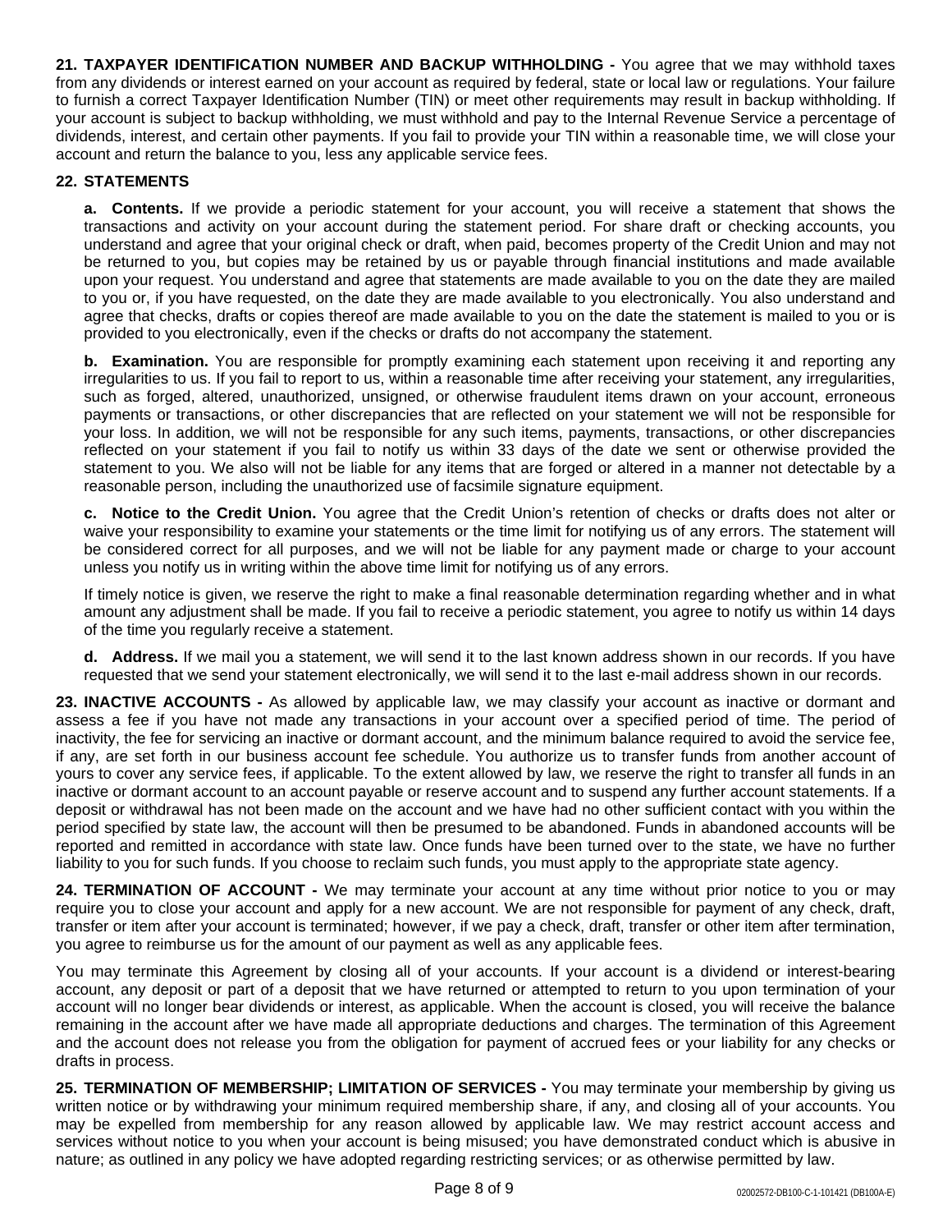**21. TAXPAYER IDENTIFICATION NUMBER AND BACKUP WITHHOLDING -** You agree that we may withhold taxes from any dividends or interest earned on your account as required by federal, state or local law or regulations. Your failure to furnish a correct Taxpayer Identification Number (TIN) or meet other requirements may result in backup withholding. If your account is subject to backup withholding, we must withhold and pay to the Internal Revenue Service a percentage of dividends, interest, and certain other payments. If you fail to provide your TIN within a reasonable time, we will close your account and return the balance to you, less any applicable service fees.

**22. STATEMENTS**

**a. Contents.** If we provide a periodic statement for your account, you will receive a statement that shows the transactions and activity on your account during the statement period. For share draft or checking accounts, you understand and agree that your original check or draft, when paid, becomes property of the Credit Union and may not be returned to you, but copies may be retained by us or payable through financial institutions and made available upon your request. You understand and agree that statements are made available to you on the date they are mailed to you or, if you have requested, on the date they are made available to you electronically. You also understand and agree that checks, drafts or copies thereof are made available to you on the date the statement is mailed to you or is provided to you electronically, even if the checks or drafts do not accompany the statement.

**b. Examination.** You are responsible for promptly examining each statement upon receiving it and reporting any irregularities to us. If you fail to report to us, within a reasonable time after receiving your statement, any irregularities, such as forged, altered, unauthorized, unsigned, or otherwise fraudulent items drawn on your account, erroneous payments or transactions, or other discrepancies that are reflected on your statement we will not be responsible for your loss. In addition, we will not be responsible for any such items, payments, transactions, or other discrepancies reflected on your statement if you fail to notify us within 33 days of the date we sent or otherwise provided the statement to you. We also will not be liable for any items that are forged or altered in a manner not detectable by a reasonable person, including the unauthorized use of facsimile signature equipment.

**c. Notice to the Credit Union.** You agree that the Credit Union's retention of checks or drafts does not alter or waive your responsibility to examine your statements or the time limit for notifying us of any errors. The statement will be considered correct for all purposes, and we will not be liable for any payment made or charge to your account unless you notify us in writing within the above time limit for notifying us of any errors.

If timely notice is given, we reserve the right to make a final reasonable determination regarding whether and in what amount any adjustment shall be made. If you fail to receive a periodic statement, you agree to notify us within 14 days of the time you regularly receive a statement.

**d. Address.** If we mail you a statement, we will send it to the last known address shown in our records. If you have requested that we send your statement electronically, we will send it to the last e-mail address shown in our records.

**23. INACTIVE ACCOUNTS -** As allowed by applicable law, we may classify your account as inactive or dormant and assess a fee if you have not made any transactions in your account over a specified period of time. The period of inactivity, the fee for servicing an inactive or dormant account, and the minimum balance required to avoid the service fee, if any, are set forth in our business account fee schedule. You authorize us to transfer funds from another account of yours to cover any service fees, if applicable. To the extent allowed by law, we reserve the right to transfer all funds in an inactive or dormant account to an account payable or reserve account and to suspend any further account statements. If a deposit or withdrawal has not been made on the account and we have had no other sufficient contact with you within the period specified by state law, the account will then be presumed to be abandoned. Funds in abandoned accounts will be reported and remitted in accordance with state law. Once funds have been turned over to the state, we have no further liability to you for such funds. If you choose to reclaim such funds, you must apply to the appropriate state agency.

**24. TERMINATION OF ACCOUNT -** We may terminate your account at any time without prior notice to you or may require you to close your account and apply for a new account. We are not responsible for payment of any check, draft, transfer or item after your account is terminated; however, if we pay a check, draft, transfer or other item after termination, you agree to reimburse us for the amount of our payment as well as any applicable fees.

You may terminate this Agreement by closing all of your accounts. If your account is a dividend or interest-bearing account, any deposit or part of a deposit that we have returned or attempted to return to you upon termination of your account will no longer bear dividends or interest, as applicable. When the account is closed, you will receive the balance remaining in the account after we have made all appropriate deductions and charges. The termination of this Agreement and the account does not release you from the obligation for payment of accrued fees or your liability for any checks or drafts in process.

**25. TERMINATION OF MEMBERSHIP; LIMITATION OF SERVICES -** You may terminate your membership by giving us written notice or by withdrawing your minimum required membership share, if any, and closing all of your accounts. You may be expelled from membership for any reason allowed by applicable law. We may restrict account access and services without notice to you when your account is being misused; you have demonstrated conduct which is abusive in nature; as outlined in any policy we have adopted regarding restricting services; or as otherwise permitted by law.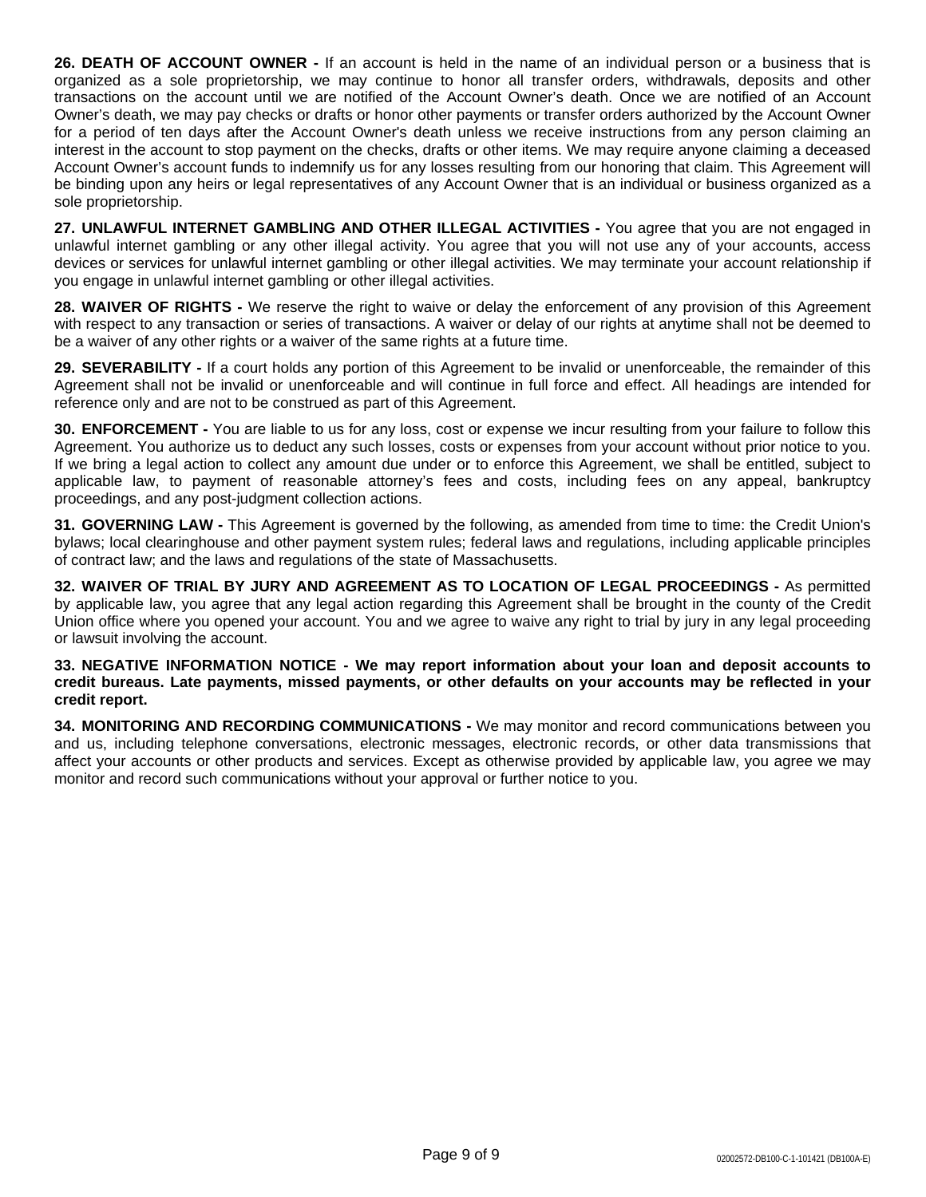**26. DEATH OF ACCOUNT OWNER -** If an account is held in the name of an individual person or a business that is organized as a sole proprietorship, we may continue to honor all transfer orders, withdrawals, deposits and other transactions on the account until we are notified of the Account Owner's death. Once we are notified of an Account Owner's death, we may pay checks or drafts or honor other payments or transfer orders authorized by the Account Owner for a period of ten days after the Account Owner's death unless we receive instructions from any person claiming an interest in the account to stop payment on the checks, drafts or other items. We may require anyone claiming a deceased Account Owner's account funds to indemnify us for any losses resulting from our honoring that claim. This Agreement will be binding upon any heirs or legal representatives of any Account Owner that is an individual or business organized as a sole proprietorship.

**27. UNLAWFUL INTERNET GAMBLING AND OTHER ILLEGAL ACTIVITIES -** You agree that you are not engaged in unlawful internet gambling or any other illegal activity. You agree that you will not use any of your accounts, access devices or services for unlawful internet gambling or other illegal activities. We may terminate your account relationship if you engage in unlawful internet gambling or other illegal activities.

**28. WAIVER OF RIGHTS -** We reserve the right to waive or delay the enforcement of any provision of this Agreement with respect to any transaction or series of transactions. A waiver or delay of our rights at anytime shall not be deemed to be a waiver of any other rights or a waiver of the same rights at a future time.

**29. SEVERABILITY -** If a court holds any portion of this Agreement to be invalid or unenforceable, the remainder of this Agreement shall not be invalid or unenforceable and will continue in full force and effect. All headings are intended for reference only and are not to be construed as part of this Agreement.

**30. ENFORCEMENT -** You are liable to us for any loss, cost or expense we incur resulting from your failure to follow this Agreement. You authorize us to deduct any such losses, costs or expenses from your account without prior notice to you. If we bring a legal action to collect any amount due under or to enforce this Agreement, we shall be entitled, subject to applicable law, to payment of reasonable attorney's fees and costs, including fees on any appeal, bankruptcy proceedings, and any post-judgment collection actions.

**31. GOVERNING LAW -** This Agreement is governed by the following, as amended from time to time: the Credit Union's bylaws; local clearinghouse and other payment system rules; federal laws and regulations, including applicable principles of contract law; and the laws and regulations of the state of Massachusetts.

**32. WAIVER OF TRIAL BY JURY AND AGREEMENT AS TO LOCATION OF LEGAL PROCEEDINGS -** As permitted by applicable law, you agree that any legal action regarding this Agreement shall be brought in the county of the Credit Union office where you opened your account. You and we agree to waive any right to trial by jury in any legal proceeding or lawsuit involving the account.

**33. NEGATIVE INFORMATION NOTICE - We may report information about your loan and deposit accounts to credit bureaus. Late payments, missed payments, or other defaults on your accounts may be reflected in your credit report.**

**34. MONITORING AND RECORDING COMMUNICATIONS -** We may monitor and record communications between you and us, including telephone conversations, electronic messages, electronic records, or other data transmissions that affect your accounts or other products and services. Except as otherwise provided by applicable law, you agree we may monitor and record such communications without your approval or further notice to you.

02002572-DB100-C-1-101421 (DB100A-E)